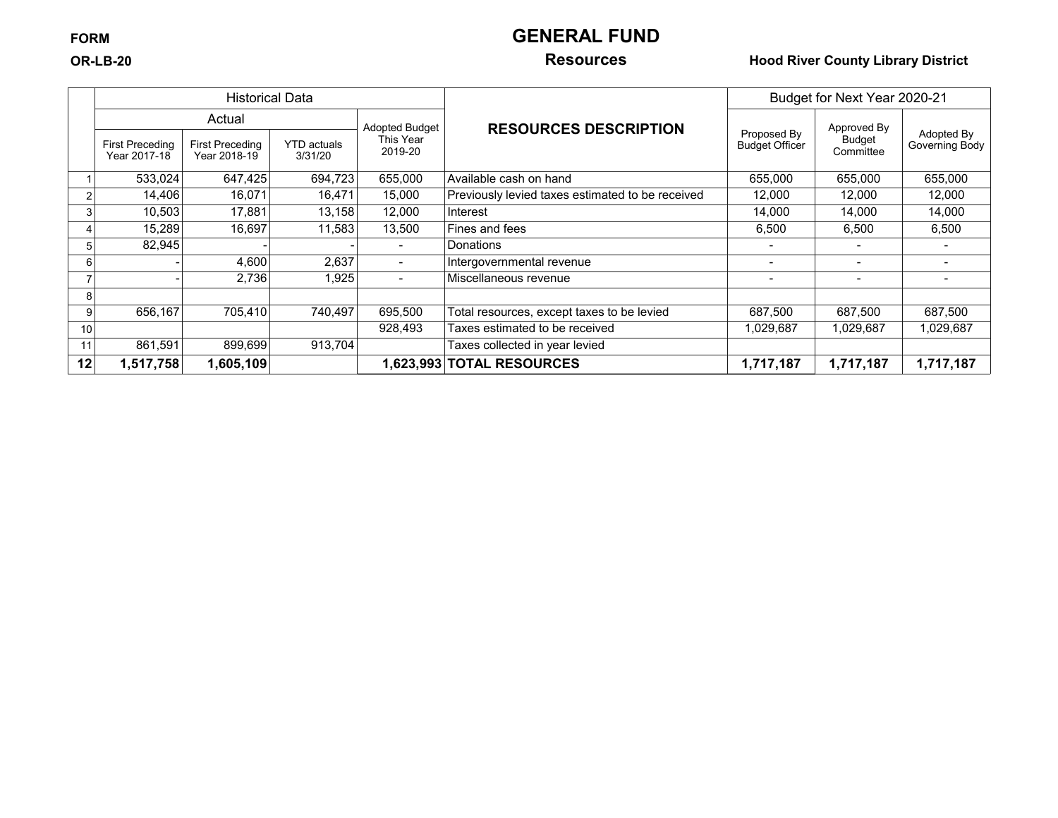**FORM**

**OR-LB-20**

# GENERAL FUND

## Resources

**Hood River County Library District**

| | Historical Data | | | | RESOURCES DESCRIPTION | Budget for Next Year 2020-21 | | |
|---|---|---|---|---|---|---|---|---|
| | Actual | | | Adopted Budget This Year 2019-20 | | Proposed By Budget Officer | Approved By Budget Committee | Adopted By Governing Body |
| | First Preceding Year 2017-18 | First Preceding Year 2018-19 | YTD actuals 3/31/20 | | | | | |
| 1 | 533,024 | 647,425 | 694,723 | 655,000 | Available cash on hand | 655,000 | 655,000 | 655,000 |
| 2 | 14,406 | 16,071 | 16,471 | 15,000 | Previously levied taxes estimated to be received | 12,000 | 12,000 | 12,000 |
| 3 | 10,503 | 17,881 | 13,158 | 12,000 | Interest | 14,000 | 14,000 | 14,000 |
| 4 | 15,289 | 16,697 | 11,583 | 13,500 | Fines and fees | 6,500 | 6,500 | 6,500 |
| 5 | 82,945 | - | - | - | Donations | - | - | - |
| 6 | - | 4,600 | 2,637 | - | Intergovernmental revenue | - | - | - |
| 7 | - | 2,736 | 1,925 | - | Miscellaneous revenue | - | - | - |
| 8 | | | | | | | | |
| 9 | 656,167 | 705,410 | 740,497 | 695,500 | Total resources, except taxes to be levied | 687,500 | 687,500 | 687,500 |
| 10 | | | | 928,493 | Taxes estimated to be received | 1,029,687 | 1,029,687 | 1,029,687 |
| 11 | 861,591 | 899,699 | 913,704 | | Taxes collected in year levied | | | |
| **12** | **1,517,758** | **1,605,109** | | **1,623,993** | **TOTAL RESOURCES** | **1,717,187** | **1,717,187** | **1,717,187** |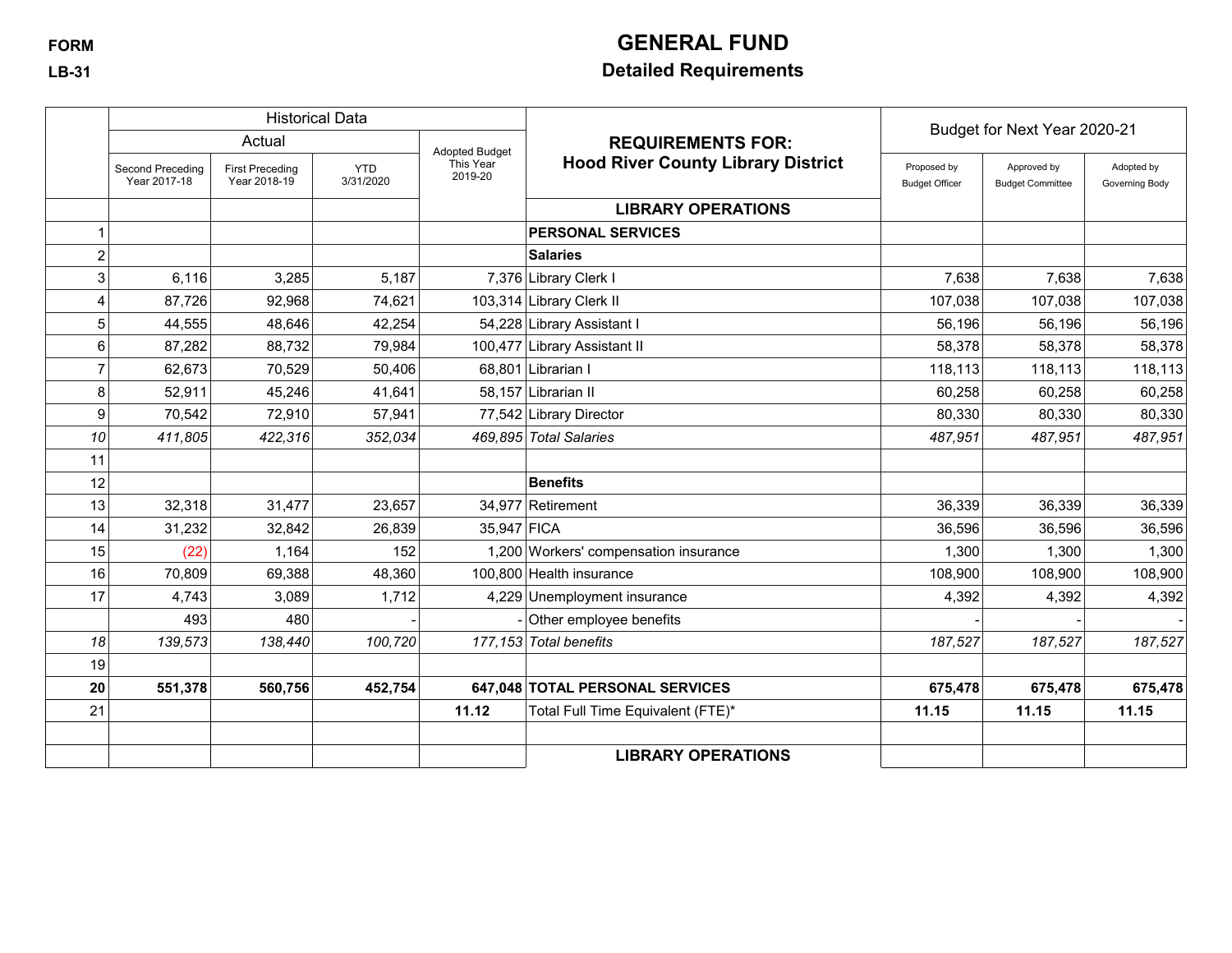FORM

LB-31

# GENERAL FUND

## Detailed Requirements

| | Historical Data | | | | REQUIREMENTS FOR: Hood River County Library District | Budget for Next Year 2020-21 | | |
|---|---|---|---|---|---|---|---|---|
| | Actual | | | Adopted Budget This Year 2019-20 | | | | |
| | Second Preceding Year 2017-18 | First Preceding Year 2018-19 | YTD 3/31/2020 | | | Proposed by Budget Officer | Approved by Budget Committee | Adopted by Governing Body |
| | | | | | **LIBRARY OPERATIONS** | | | |
| 1 | | | | | **PERSONAL SERVICES** | | | |
| 2 | | | | | **Salaries** | | | |
| 3 | 6,116 | 3,285 | 5,187 | 7,376 | Library Clerk I | 7,638 | 7,638 | 7,638 |
| 4 | 87,726 | 92,968 | 74,621 | 103,314 | Library Clerk II | 107,038 | 107,038 | 107,038 |
| 5 | 44,555 | 48,646 | 42,254 | 54,228 | Library Assistant I | 56,196 | 56,196 | 56,196 |
| 6 | 87,282 | 88,732 | 79,984 | 100,477 | Library Assistant II | 58,378 | 58,378 | 58,378 |
| 7 | 62,673 | 70,529 | 50,406 | 68,801 | Librarian I | 118,113 | 118,113 | 118,113 |
| 8 | 52,911 | 45,246 | 41,641 | 58,157 | Librarian II | 60,258 | 60,258 | 60,258 |
| 9 | 70,542 | 72,910 | 57,941 | 77,542 | Library Director | 80,330 | 80,330 | 80,330 |
| *10* | *411,805* | *422,316* | *352,034* | *469,895* | *Total Salaries* | *487,951* | *487,951* | *487,951* |
| 11 | | | | | | | | |
| 12 | | | | | **Benefits** | | | |
| 13 | 32,318 | 31,477 | 23,657 | 34,977 | Retirement | 36,339 | 36,339 | 36,339 |
| 14 | 31,232 | 32,842 | 26,839 | 35,947 | FICA | 36,596 | 36,596 | 36,596 |
| 15 | (22) | 1,164 | 152 | 1,200 | Workers' compensation insurance | 1,300 | 1,300 | 1,300 |
| 16 | 70,809 | 69,388 | 48,360 | 100,800 | Health insurance | 108,900 | 108,900 | 108,900 |
| 17 | 4,743 | 3,089 | 1,712 | 4,229 | Unemployment insurance | 4,392 | 4,392 | 4,392 |
| | 493 | 480 | - | - | Other employee benefits | - | - | - |
| *18* | *139,573* | *138,440* | *100,720* | *177,153* | *Total benefits* | *187,527* | *187,527* | *187,527* |
| 19 | | | | | | | | |
| **20** | **551,378** | **560,756** | **452,754** | **647,048** | **TOTAL PERSONAL SERVICES** | **675,478** | **675,478** | **675,478** |
| 21 | | | | **11.12** | Total Full Time Equivalent (FTE)* | **11.15** | **11.15** | **11.15** |
| | | | | | | | | |
| | | | | | **LIBRARY OPERATIONS** | | | |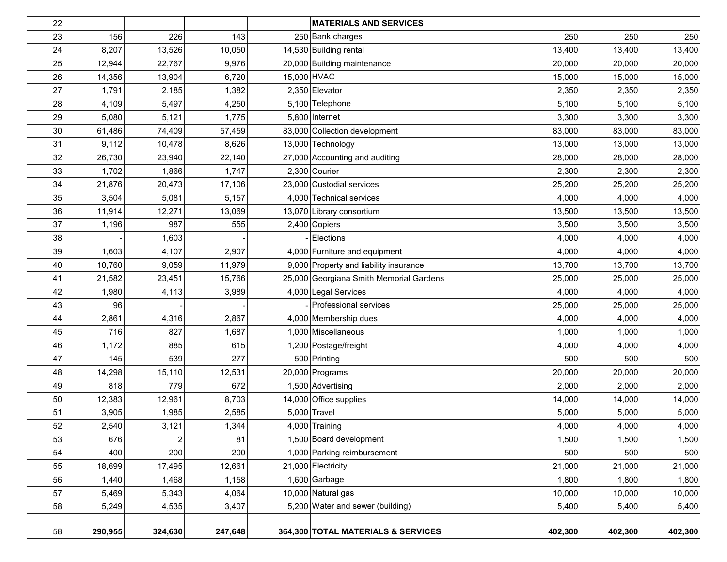| | | | | | | | | |
|---|---|---|---|---|---|---|---|---|
| 22 | | | | | **MATERIALS AND SERVICES** | | | |
| 23 | 156 | 226 | 143 | 250 | Bank charges | 250 | 250 | 250 |
| 24 | 8,207 | 13,526 | 10,050 | 14,530 | Building rental | 13,400 | 13,400 | 13,400 |
| 25 | 12,944 | 22,767 | 9,976 | 20,000 | Building maintenance | 20,000 | 20,000 | 20,000 |
| 26 | 14,356 | 13,904 | 6,720 | 15,000 | HVAC | 15,000 | 15,000 | 15,000 |
| 27 | 1,791 | 2,185 | 1,382 | 2,350 | Elevator | 2,350 | 2,350 | 2,350 |
| 28 | 4,109 | 5,497 | 4,250 | 5,100 | Telephone | 5,100 | 5,100 | 5,100 |
| 29 | 5,080 | 5,121 | 1,775 | 5,800 | Internet | 3,300 | 3,300 | 3,300 |
| 30 | 61,486 | 74,409 | 57,459 | 83,000 | Collection development | 83,000 | 83,000 | 83,000 |
| 31 | 9,112 | 10,478 | 8,626 | 13,000 | Technology | 13,000 | 13,000 | 13,000 |
| 32 | 26,730 | 23,940 | 22,140 | 27,000 | Accounting and auditing | 28,000 | 28,000 | 28,000 |
| 33 | 1,702 | 1,866 | 1,747 | 2,300 | Courier | 2,300 | 2,300 | 2,300 |
| 34 | 21,876 | 20,473 | 17,106 | 23,000 | Custodial services | 25,200 | 25,200 | 25,200 |
| 35 | 3,504 | 5,081 | 5,157 | 4,000 | Technical services | 4,000 | 4,000 | 4,000 |
| 36 | 11,914 | 12,271 | 13,069 | 13,070 | Library consortium | 13,500 | 13,500 | 13,500 |
| 37 | 1,196 | 987 | 555 | 2,400 | Copiers | 3,500 | 3,500 | 3,500 |
| 38 | - | 1,603 | - | - | Elections | 4,000 | 4,000 | 4,000 |
| 39 | 1,603 | 4,107 | 2,907 | 4,000 | Furniture and equipment | 4,000 | 4,000 | 4,000 |
| 40 | 10,760 | 9,059 | 11,979 | 9,000 | Property and liability insurance | 13,700 | 13,700 | 13,700 |
| 41 | 21,582 | 23,451 | 15,766 | 25,000 | Georgiana Smith Memorial Gardens | 25,000 | 25,000 | 25,000 |
| 42 | 1,980 | 4,113 | 3,989 | 4,000 | Legal Services | 4,000 | 4,000 | 4,000 |
| 43 | 96 | - | - | - | Professional services | 25,000 | 25,000 | 25,000 |
| 44 | 2,861 | 4,316 | 2,867 | 4,000 | Membership dues | 4,000 | 4,000 | 4,000 |
| 45 | 716 | 827 | 1,687 | 1,000 | Miscellaneous | 1,000 | 1,000 | 1,000 |
| 46 | 1,172 | 885 | 615 | 1,200 | Postage/freight | 4,000 | 4,000 | 4,000 |
| 47 | 145 | 539 | 277 | 500 | Printing | 500 | 500 | 500 |
| 48 | 14,298 | 15,110 | 12,531 | 20,000 | Programs | 20,000 | 20,000 | 20,000 |
| 49 | 818 | 779 | 672 | 1,500 | Advertising | 2,000 | 2,000 | 2,000 |
| 50 | 12,383 | 12,961 | 8,703 | 14,000 | Office supplies | 14,000 | 14,000 | 14,000 |
| 51 | 3,905 | 1,985 | 2,585 | 5,000 | Travel | 5,000 | 5,000 | 5,000 |
| 52 | 2,540 | 3,121 | 1,344 | 4,000 | Training | 4,000 | 4,000 | 4,000 |
| 53 | 676 | 2 | 81 | 1,500 | Board development | 1,500 | 1,500 | 1,500 |
| 54 | 400 | 200 | 200 | 1,000 | Parking reimbursement | 500 | 500 | 500 |
| 55 | 18,699 | 17,495 | 12,661 | 21,000 | Electricity | 21,000 | 21,000 | 21,000 |
| 56 | 1,440 | 1,468 | 1,158 | 1,600 | Garbage | 1,800 | 1,800 | 1,800 |
| 57 | 5,469 | 5,343 | 4,064 | 10,000 | Natural gas | 10,000 | 10,000 | 10,000 |
| 58 | 5,249 | 4,535 | 3,407 | 5,200 | Water and sewer (building) | 5,400 | 5,400 | 5,400 |
| | | | | | | | | |
| 58 | **290,955** | **324,630** | **247,648** | **364,300** | **TOTAL MATERIALS & SERVICES** | **402,300** | **402,300** | **402,300** |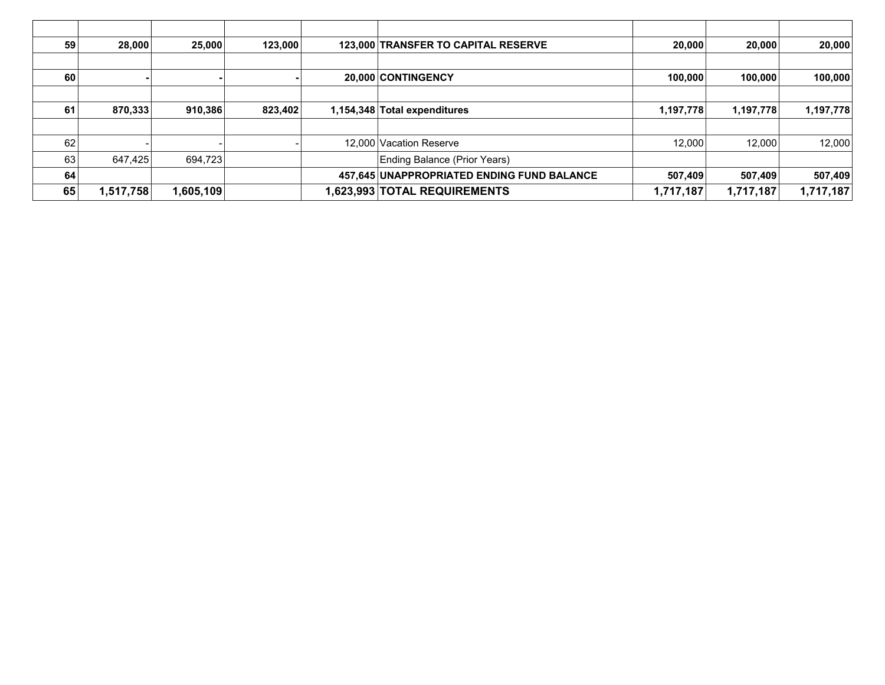| | | | | | | | | |
|---|---|---|---|---|---|---|---|---|
| **59** | **28,000** | **25,000** | **123,000** | **123,000** | **TRANSFER TO CAPITAL RESERVE** | **20,000** | **20,000** | **20,000** |
| | | | | | | | | |
| **60** | **-** | **-** | **-** | **20,000** | **CONTINGENCY** | **100,000** | **100,000** | **100,000** |
| | | | | | | | | |
| **61** | **870,333** | **910,386** | **823,402** | **1,154,348** | **Total expenditures** | **1,197,778** | **1,197,778** | **1,197,778** |
| | | | | | | | | |
| 62 | - | - | - | 12,000 | Vacation Reserve | 12,000 | 12,000 | 12,000 |
| 63 | 647,425 | 694,723 | | | Ending Balance (Prior Years) | | | |
| **64** | | | | **457,645** | **UNAPPROPRIATED ENDING FUND BALANCE** | **507,409** | **507,409** | **507,409** |
| **65** | **1,517,758** | **1,605,109** | | **1,623,993** | **TOTAL REQUIREMENTS** | **1,717,187** | **1,717,187** | **1,717,187** |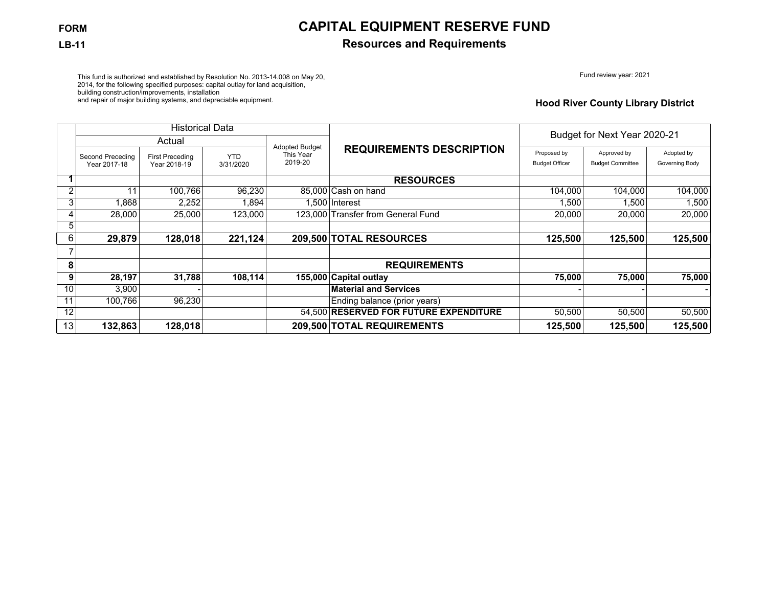**FORM**

**LB-11**

# CAPITAL EQUIPMENT RESERVE FUND

## Resources and Requirements

This fund is authorized and established by Resolution No. 2013-14.008 on May 20, 2014, for the following specified purposes: capital outlay for land acquisition, building construction/improvements, installation and repair of major building systems, and depreciable equipment.

Fund review year: 2021

**Hood River County Library District**

| | Historical Data | | | | REQUIREMENTS DESCRIPTION | Budget for Next Year 2020-21 | | |
|---|---|---|---|---|---|---|---|---|
| | Actual | | | Adopted Budget This Year 2019-20 | | | | |
| | Second Preceding Year 2017-18 | First Preceding Year 2018-19 | YTD 3/31/2020 | | | Proposed by Budget Officer | Approved by Budget Committee | Adopted by Governing Body |
| **1** | | | | | **RESOURCES** | | | |
| 2 | 11 | 100,766 | 96,230 | 85,000 | Cash on hand | 104,000 | 104,000 | 104,000 |
| 3 | 1,868 | 2,252 | 1,894 | 1,500 | Interest | 1,500 | 1,500 | 1,500 |
| 4 | 28,000 | 25,000 | 123,000 | 123,000 | Transfer from General Fund | 20,000 | 20,000 | 20,000 |
| 5 | | | | | | | | |
| 6 | **29,879** | **128,018** | **221,124** | **209,500** | **TOTAL RESOURCES** | **125,500** | **125,500** | **125,500** |
| 7 | | | | | | | | |
| **8** | | | | | **REQUIREMENTS** | | | |
| **9** | **28,197** | **31,788** | **108,114** | **155,000** | **Capital outlay** | **75,000** | **75,000** | **75,000** |
| 10 | 3,900 | - | | | **Material and Services** | - | - | - |
| 11 | 100,766 | 96,230 | | | Ending balance (prior years) | | | |
| 12 | | | | 54,500 | **RESERVED FOR FUTURE EXPENDITURE** | 50,500 | 50,500 | 50,500 |
| 13 | **132,863** | **128,018** | | **209,500** | **TOTAL REQUIREMENTS** | **125,500** | **125,500** | **125,500** |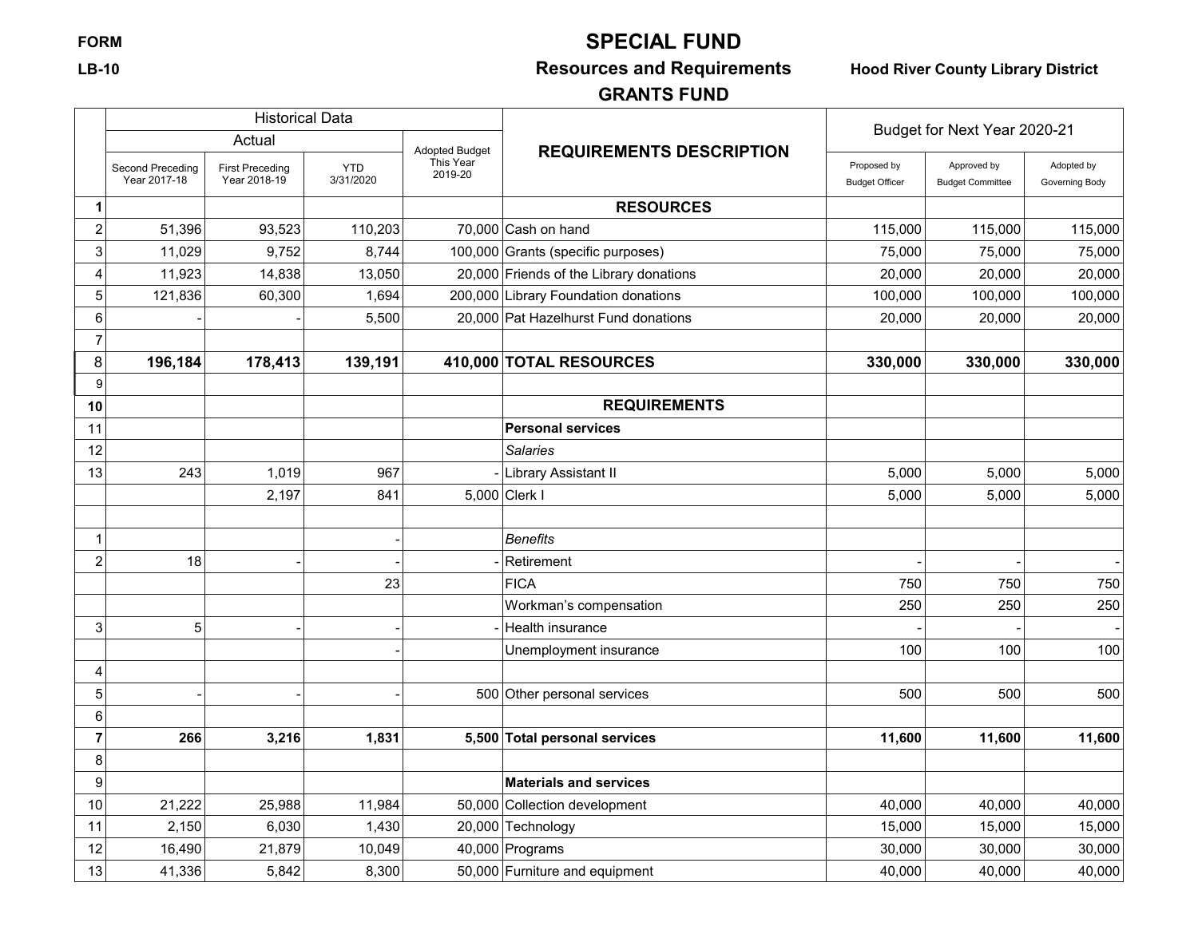FORM

LB-10

# SPECIAL FUND

## Resources and Requirements

## GRANTS FUND

**Hood River County Library District**

| | Historical Data | | | | REQUIREMENTS DESCRIPTION | Budget for Next Year 2020-21 | | |
|---|---|---|---|---|---|---|---|---|
| | Actual | | | Adopted Budget This Year 2019-20 | | | | |
| | Second Preceding Year 2017-18 | First Preceding Year 2018-19 | YTD 3/31/2020 | | | Proposed by Budget Officer | Approved by Budget Committee | Adopted by Governing Body |
| **1** | | | | | **RESOURCES** | | | |
| 2 | 51,396 | 93,523 | 110,203 | 70,000 | Cash on hand | 115,000 | 115,000 | 115,000 |
| 3 | 11,029 | 9,752 | 8,744 | 100,000 | Grants (specific purposes) | 75,000 | 75,000 | 75,000 |
| 4 | 11,923 | 14,838 | 13,050 | 20,000 | Friends of the Library donations | 20,000 | 20,000 | 20,000 |
| 5 | 121,836 | 60,300 | 1,694 | 200,000 | Library Foundation donations | 100,000 | 100,000 | 100,000 |
| 6 | - | - | 5,500 | 20,000 | Pat Hazelhurst Fund donations | 20,000 | 20,000 | 20,000 |
| 7 | | | | | | | | |
| 8 | **196,184** | **178,413** | **139,191** | **410,000** | **TOTAL RESOURCES** | **330,000** | **330,000** | **330,000** |
| 9 | | | | | | | | |
| **10** | | | | | **REQUIREMENTS** | | | |
| 11 | | | | | **Personal services** | | | |
| 12 | | | | | *Salaries* | | | |
| 13 | 243 | 1,019 | 967 | - | Library Assistant II | 5,000 | 5,000 | 5,000 |
| | | 2,197 | 841 | 5,000 | Clerk I | 5,000 | 5,000 | 5,000 |
| | | | | | | | | |
| 1 | | | - | | *Benefits* | | | |
| 2 | 18 | - | - | - | Retirement | - | - | - |
| | | | 23 | | FICA | 750 | 750 | 750 |
| | | | | | Workman's compensation | 250 | 250 | 250 |
| 3 | 5 | - | - | - | Health insurance | - | - | - |
| | | | - | | Unemployment insurance | 100 | 100 | 100 |
| 4 | | | | | | | | |
| 5 | - | - | - | 500 | Other personal services | 500 | 500 | 500 |
| 6 | | | | | | | | |
| **7** | **266** | **3,216** | **1,831** | **5,500** | **Total personal services** | **11,600** | **11,600** | **11,600** |
| 8 | | | | | | | | |
| 9 | | | | | **Materials and services** | | | |
| 10 | 21,222 | 25,988 | 11,984 | 50,000 | Collection development | 40,000 | 40,000 | 40,000 |
| 11 | 2,150 | 6,030 | 1,430 | 20,000 | Technology | 15,000 | 15,000 | 15,000 |
| 12 | 16,490 | 21,879 | 10,049 | 40,000 | Programs | 30,000 | 30,000 | 30,000 |
| 13 | 41,336 | 5,842 | 8,300 | 50,000 | Furniture and equipment | 40,000 | 40,000 | 40,000 |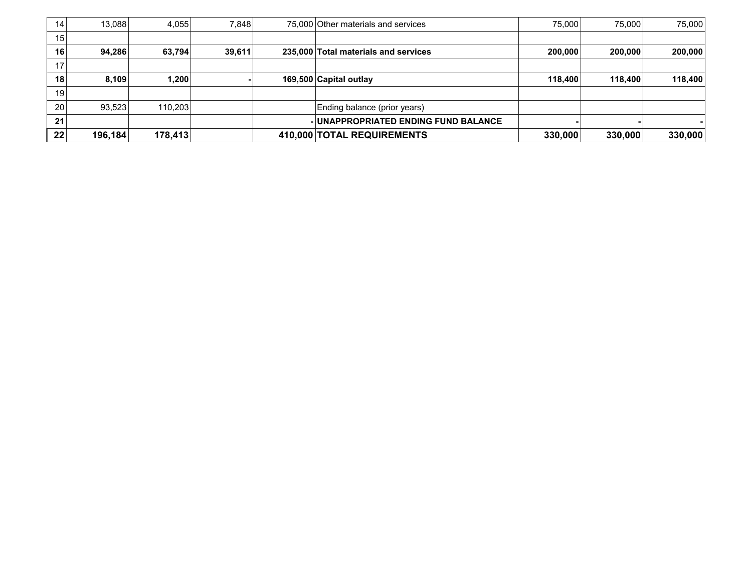| | | | | | | | | |
|---|---|---|---|---|---|---|---|---|
| 14 | 13,088 | 4,055 | 7,848 | 75,000 | Other materials and services | 75,000 | 75,000 | 75,000 |
| 15 | | | | | | | | |
| **16** | **94,286** | **63,794** | **39,611** | **235,000** | **Total materials and services** | **200,000** | **200,000** | **200,000** |
| 17 | | | | | | | | |
| **18** | **8,109** | **1,200** | **-** | **169,500** | **Capital outlay** | **118,400** | **118,400** | **118,400** |
| 19 | | | | | | | | |
| 20 | 93,523 | 110,203 | | | Ending balance (prior years) | | | |
| **21** | | | | **-** | **UNAPPROPRIATED ENDING FUND BALANCE** | **-** | **-** | **-** |
| **22** | **196,184** | **178,413** | | **410,000** | **TOTAL REQUIREMENTS** | **330,000** | **330,000** | **330,000** |